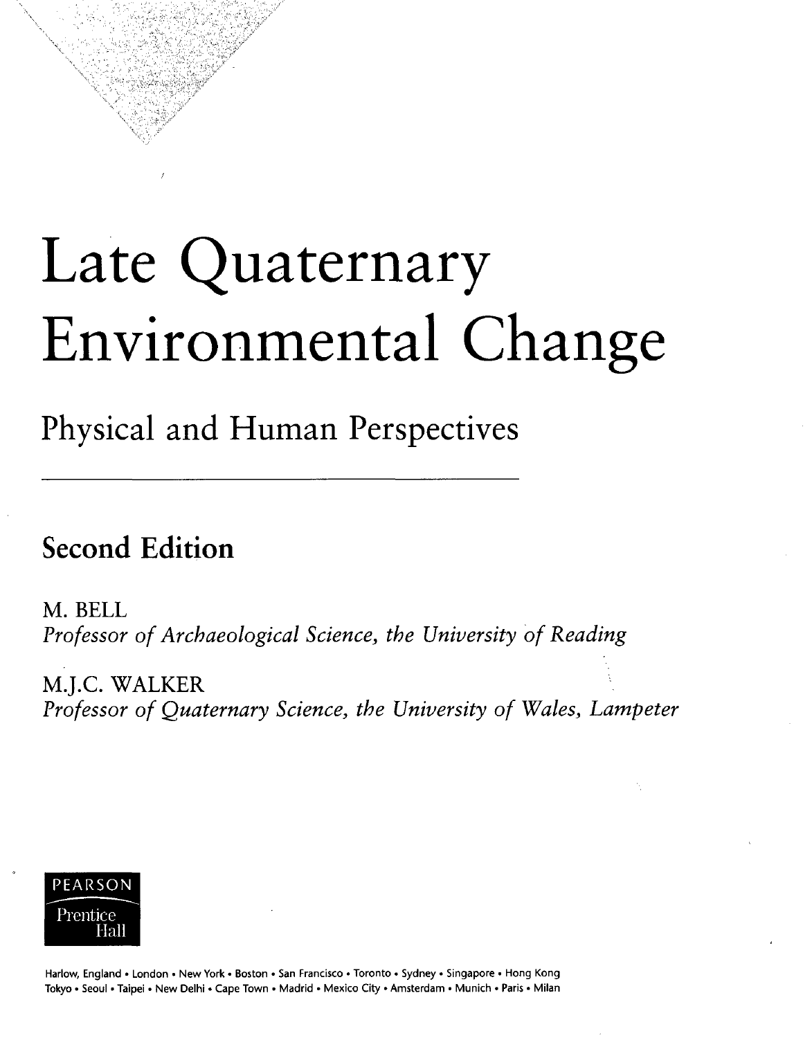# Late Quaternary Environmental Change

## Physical and Human Perspectives

---

### Second Edition

M. BELL
*Professor of Archaeological Science, the University of Reading*

M.J.C. WALKER
*Professor of Quaternary Science, the University of Wales, Lampeter*

PEARSON
Prentice Hall

Harlow, England • London • New York • Boston • San Francisco • Toronto • Sydney • Singapore • Hong Kong
Tokyo • Seoul • Taipei • New Delhi • Cape Town • Madrid • Mexico City • Amsterdam • Munich • Paris • Milan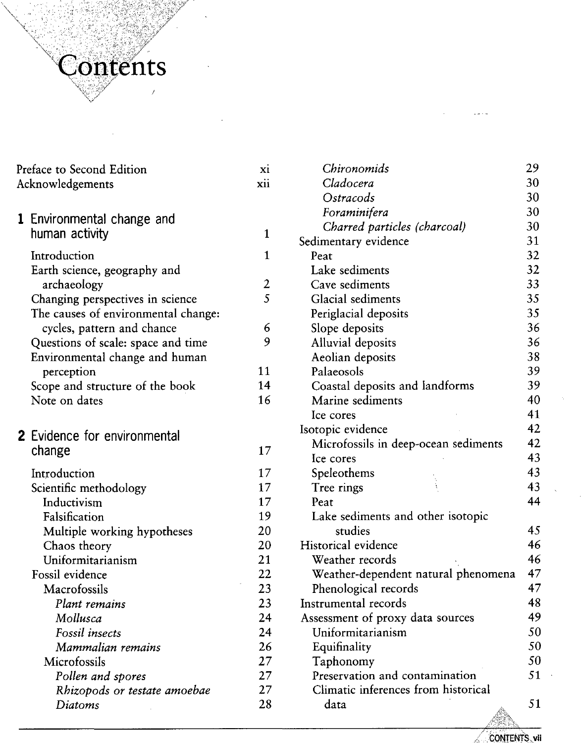# Contents

Preface to Second Edition xi
Acknowledgements xii

## 1 Environmental change and human activity 1

- Introduction 1
- Earth science, geography and archaeology 2
- Changing perspectives in science 5
- The causes of environmental change: cycles, pattern and chance 6
- Questions of scale: space and time 9
- Environmental change and human perception 11
- Scope and structure of the book 14
- Note on dates 16

## 2 Evidence for environmental change 17

- Introduction 17
- Scientific methodology 17
  - Inductivism 17
  - Falsification 19
  - Multiple working hypotheses 20
  - Chaos theory 20
  - Uniformitarianism 21
- Fossil evidence 22
  - Macrofossils 23
    - *Plant remains* 23
    - *Mollusca* 24
    - *Fossil insects* 24
    - *Mammalian remains* 26
  - Microfossils 27
    - *Pollen and spores* 27
    - *Rhizopods or testate amoebae* 27
    - *Diatoms* 28
    - *Chironomids* 29
    - *Cladocera* 30
    - *Ostracods* 30
    - *Foraminifera* 30
    - *Charred particles (charcoal)* 30
- Sedimentary evidence 31
  - Peat 32
  - Lake sediments 32
  - Cave sediments 33
  - Glacial sediments 35
  - Periglacial deposits 35
  - Slope deposits 36
  - Alluvial deposits 36
  - Aeolian deposits 38
  - Palaeosols 39
  - Coastal deposits and landforms 39
  - Marine sediments 40
  - Ice cores 41
- Isotopic evidence 42
  - Microfossils in deep-ocean sediments 42
  - Ice cores 43
  - Speleothems 43
  - Tree rings 43
  - Peat 44
  - Lake sediments and other isotopic studies 45
- Historical evidence 46
  - Weather records 46
  - Weather-dependent natural phenomena 47
  - Phenological records 47
- Instrumental records 48
- Assessment of proxy data sources 49
  - Uniformitarianism 50
  - Equifinality 50
  - Taphonomy 50
  - Preservation and contamination 51
  - Climatic inferences from historical data 51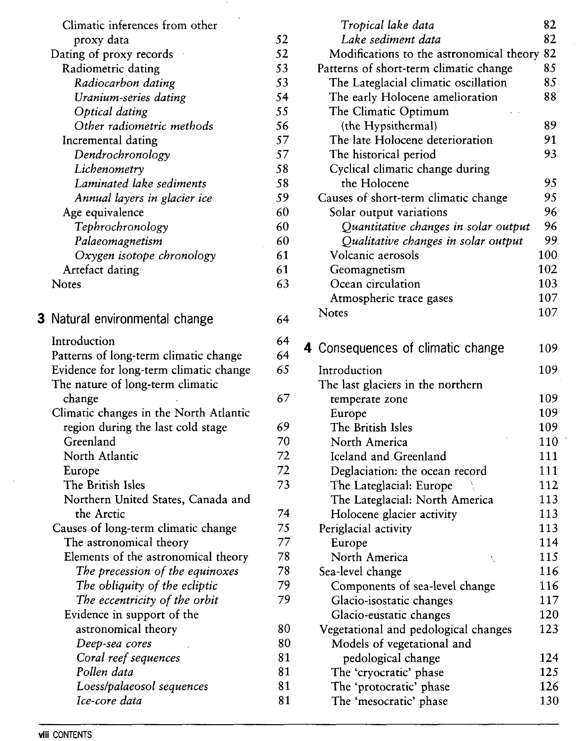Climatic inferences from other proxy data 52
Dating of proxy records 52
Radiometric dating 53
*Radiocarbon dating* 53
*Uranium-series dating* 54
*Optical dating* 55
*Other radiometric methods* 56
Incremental dating 57
*Dendrochronology* 57
*Lichenometry* 58
*Laminated lake sediments* 58
*Annual layers in glacier ice* 59
Age equivalence 60
*Tephrochronology* 60
*Palaeomagnetism* 60
*Oxygen isotope chronology* 61
Artefact dating 61
Notes 63

## 3 Natural environmental change 64

Introduction 64
Patterns of long-term climatic change 64
Evidence for long-term climatic change 65
The nature of long-term climatic change 67
Climatic changes in the North Atlantic region during the last cold stage 69
Greenland 70
North Atlantic 72
Europe 72
The British Isles 73
Northern United States, Canada and the Arctic 74
Causes of long-term climatic change 75
The astronomical theory 77
Elements of the astronomical theory 78
*The precession of the equinoxes* 78
*The obliquity of the ecliptic* 79
*The eccentricity of the orbit* 79
Evidence in support of the astronomical theory 80
*Deep-sea cores* 80
*Coral reef sequences* 81
*Pollen data* 81
*Loess/palaeosol sequences* 81
*Ice-core data* 81
*Tropical lake data* 82
*Lake sediment data* 82
Modifications to the astronomical theory 82
Patterns of short-term climatic change 85
The Lateglacial climatic oscillation 85
The early Holocene amelioration 88
The Climatic Optimum (the Hypsithermal) 89
The late Holocene deterioration 91
The historical period 93
Cyclical climatic change during the Holocene 95
Causes of short-term climatic change 95
Solar output variations 96
*Quantitative changes in solar output* 96
*Qualitative changes in solar output* 99
Volcanic aerosols 100
Geomagnetism 102
Ocean circulation 103
Atmospheric trace gases 107
Notes 107

## 4 Consequences of climatic change 109

Introduction 109
The last glaciers in the northern temperate zone 109
Europe 109
The British Isles 109
North America 110
Iceland and Greenland 111
Deglaciation: the ocean record 111
The Lateglacial: Europe 112
The Lateglacial: North America 113
Holocene glacier activity 113
Periglacial activity 113
Europe 114
North America 115
Sea-level change 116
Components of sea-level change 116
Glacio-isostatic changes 117
Glacio-eustatic changes 120
Vegetational and pedological changes 123
Models of vegetational and pedological change 124
The 'cryocratic' phase 125
The 'protocratic' phase 126
The 'mesocratic' phase 130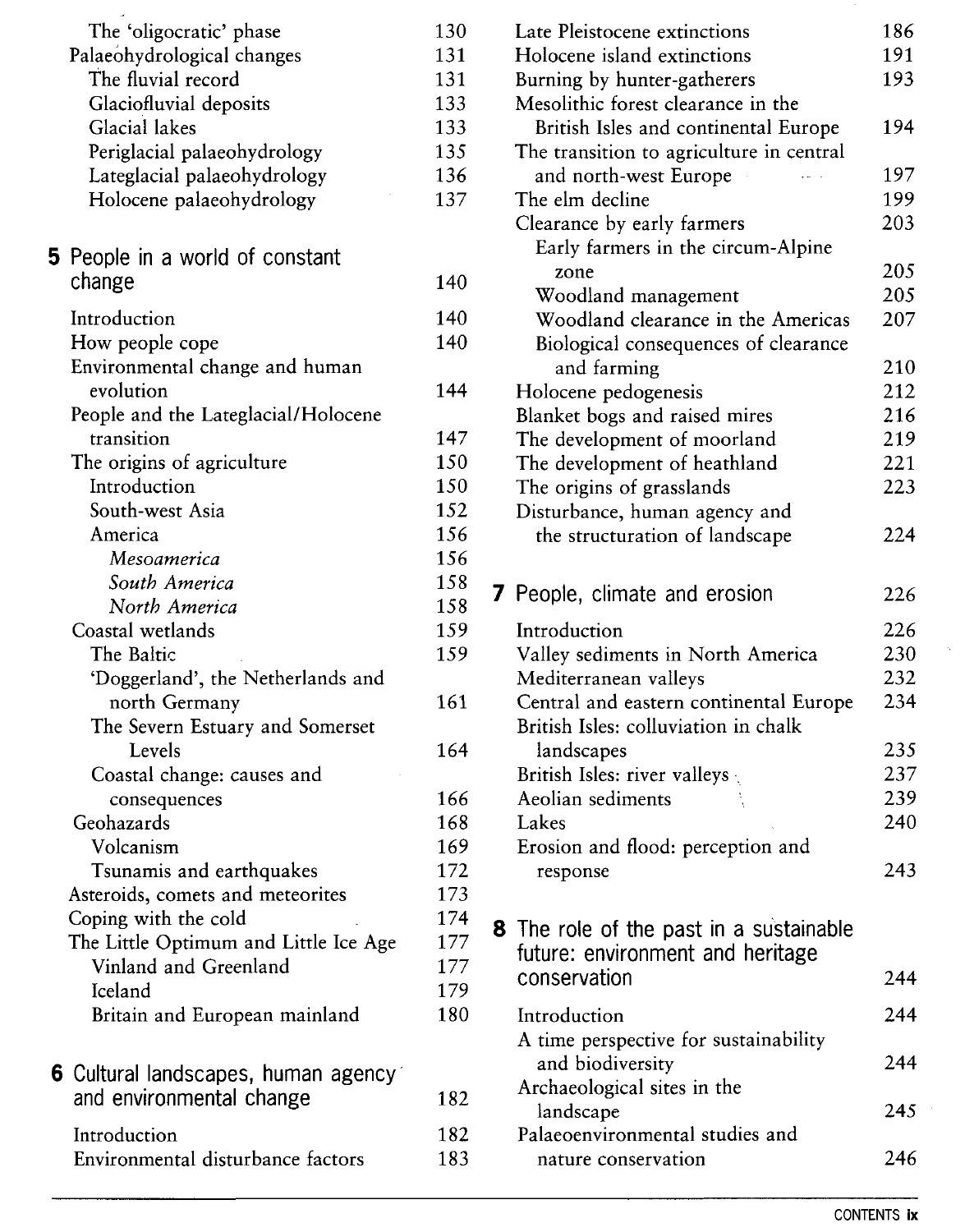The 'oligocratic' phase 130
Palaeohydrological changes 131
The fluvial record 131
Glaciofluvial deposits 133
Glacial lakes 133
Periglacial palaeohydrology 135
Lateglacial palaeohydrology 136
Holocene palaeohydrology 137

**5 People in a world of constant change** 140

Introduction 140
How people cope 140
Environmental change and human evolution 144
People and the Lateglacial/Holocene transition 147
The origins of agriculture 150
Introduction 150
South-west Asia 152
America 156
*Mesoamerica* 156
*South America* 158
*North America* 158
Coastal wetlands 159
The Baltic 159
'Doggerland', the Netherlands and north Germany 161
The Severn Estuary and Somerset Levels 164
Coastal change: causes and consequences 166
Geohazards 168
Volcanism 169
Tsunamis and earthquakes 172
Asteroids, comets and meteorites 173
Coping with the cold 174
The Little Optimum and Little Ice Age 177
Vinland and Greenland 177
Iceland 179
Britain and European mainland 180

**6 Cultural landscapes, human agency and environmental change** 182

Introduction 182
Environmental disturbance factors 183
Late Pleistocene extinctions 186
Holocene island extinctions 191
Burning by hunter-gatherers 193
Mesolithic forest clearance in the British Isles and continental Europe 194
The transition to agriculture in central and north-west Europe 197
The elm decline 199
Clearance by early farmers 203
Early farmers in the circum-Alpine zone 205
Woodland management 205
Woodland clearance in the Americas 207
Biological consequences of clearance and farming 210
Holocene pedogenesis 212
Blanket bogs and raised mires 216
The development of moorland 219
The development of heathland 221
The origins of grasslands 223
Disturbance, human agency and the structuration of landscape 224

**7 People, climate and erosion** 226

Introduction 226
Valley sediments in North America 230
Mediterranean valleys 232
Central and eastern continental Europe 234
British Isles: colluviation in chalk landscapes 235
British Isles: river valleys 237
Aeolian sediments 239
Lakes 240
Erosion and flood: perception and response 243

**8 The role of the past in a sustainable future: environment and heritage conservation** 244

Introduction 244
A time perspective for sustainability and biodiversity 244
Archaeological sites in the landscape 245
Palaeoenvironmental studies and nature conservation 246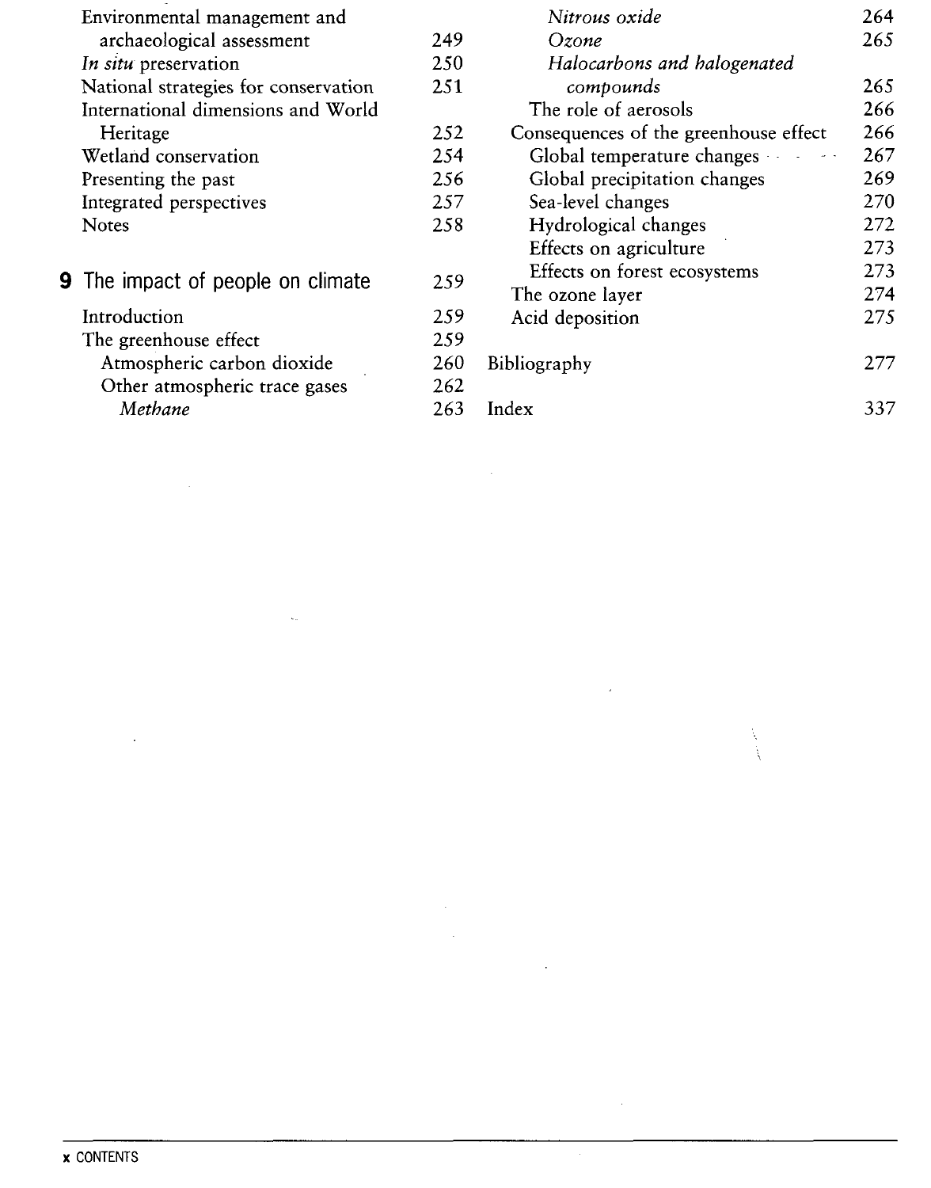Environmental management and archaeological assessment 249
*In situ* preservation 250
National strategies for conservation 251
International dimensions and World Heritage 252
Wetland conservation 254
Presenting the past 256
Integrated perspectives 257
Notes 258

**9 The impact of people on climate 259**

Introduction 259
The greenhouse effect 259
Atmospheric carbon dioxide 260
Other atmospheric trace gases 262
*Methane* 263
*Nitrous oxide* 264
*Ozone* 265
*Halocarbons and halogenated compounds* 265
The role of aerosols 266
Consequences of the greenhouse effect 266
Global temperature changes 267
Global precipitation changes 269
Sea-level changes 270
Hydrological changes 272
Effects on agriculture 273
Effects on forest ecosystems 273
The ozone layer 274
Acid deposition 275

Bibliography 277

Index 337